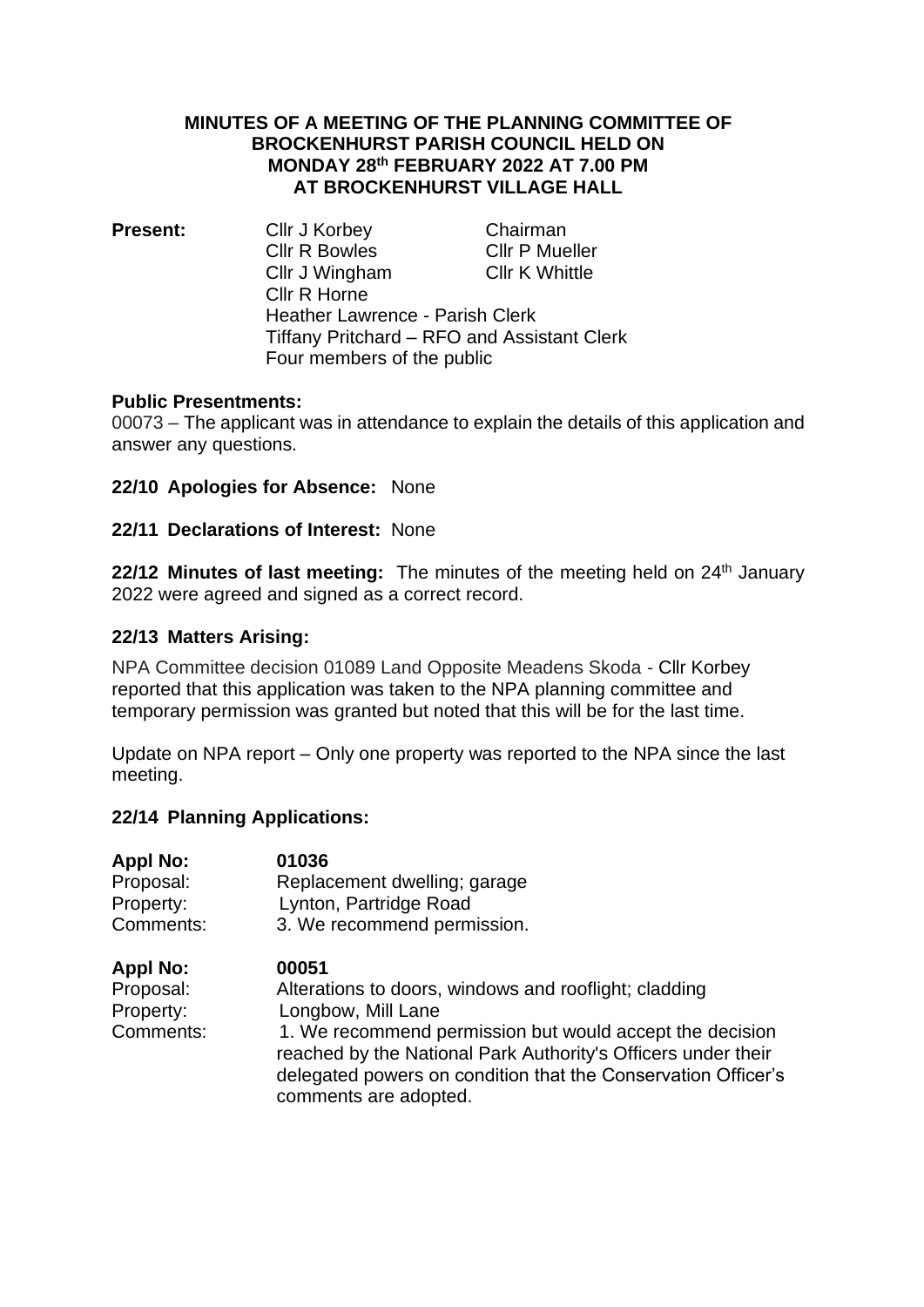# MINUTES OF A MEETING OF THE PLANNING COMMITTEE OF BROCKENHURST PARISH COUNCIL HELD ON MONDAY 28th FEBRUARY 2022 AT 7.00 PM AT BROCKENHURST VILLAGE HALL

**Present:**

| | |
|---|---|
| Cllr J Korbey | Chairman |
| Cllr R Bowles | Cllr P Mueller |
| Cllr J Wingham | Cllr K Whittle |
| Cllr R Horne | |

Heather Lawrence - Parish Clerk
Tiffany Pritchard – RFO and Assistant Clerk
Four members of the public

**Public Presentments:**

00073 – The applicant was in attendance to explain the details of this application and answer any questions.

**22/10 Apologies for Absence:** None

**22/11 Declarations of Interest:** None

**22/12 Minutes of last meeting:** The minutes of the meeting held on 24th January 2022 were agreed and signed as a correct record.

**22/13 Matters Arising:**

NPA Committee decision 01089 Land Opposite Meadens Skoda - Cllr Korbey reported that this application was taken to the NPA planning committee and temporary permission was granted but noted that this will be for the last time.

Update on NPA report – Only one property was reported to the NPA since the last meeting.

**22/14 Planning Applications:**

**Appl No:** **01036**
Proposal: Replacement dwelling; garage
Property: Lynton, Partridge Road
Comments: 3. We recommend permission.

**Appl No:** **00051**
Proposal: Alterations to doors, windows and rooflight; cladding
Property: Longbow, Mill Lane
Comments: 1. We recommend permission but would accept the decision reached by the National Park Authority's Officers under their delegated powers on condition that the Conservation Officer's comments are adopted.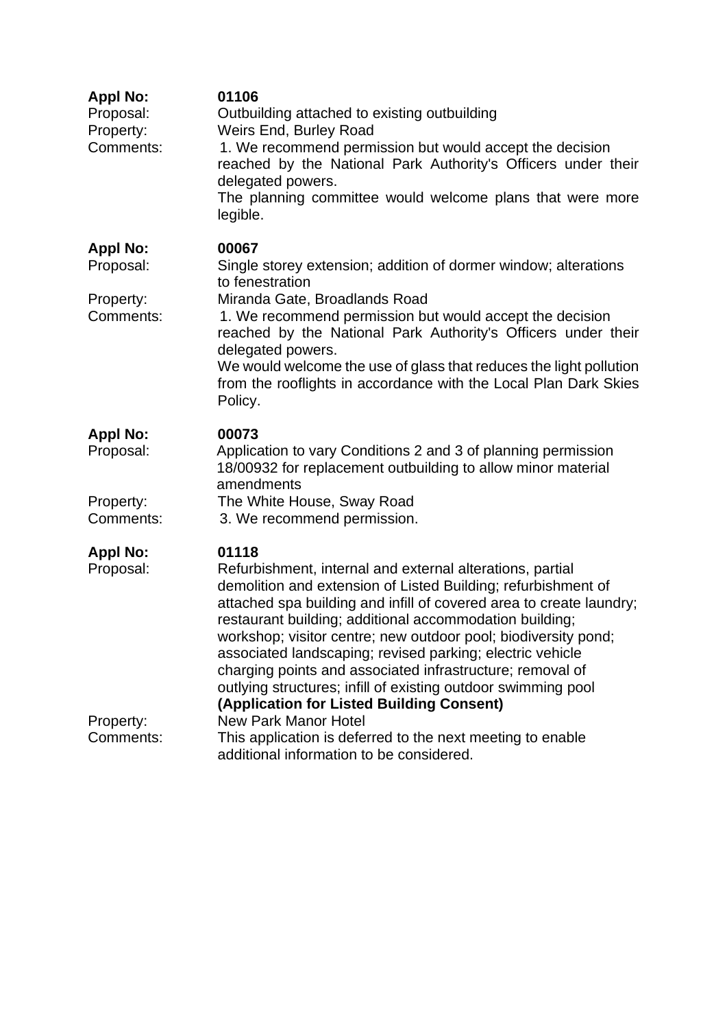**Appl No:** **01106**
Proposal: Outbuilding attached to existing outbuilding
Property: Weirs End, Burley Road
Comments: 1. We recommend permission but would accept the decision reached by the National Park Authority's Officers under their delegated powers.
The planning committee would welcome plans that were more legible.

**Appl No:** **00067**
Proposal: Single storey extension; addition of dormer window; alterations to fenestration
Property: Miranda Gate, Broadlands Road
Comments: 1. We recommend permission but would accept the decision reached by the National Park Authority's Officers under their delegated powers.
We would welcome the use of glass that reduces the light pollution from the rooflights in accordance with the Local Plan Dark Skies Policy.

**Appl No:** **00073**
Proposal: Application to vary Conditions 2 and 3 of planning permission 18/00932 for replacement outbuilding to allow minor material amendments
Property: The White House, Sway Road
Comments: 3. We recommend permission.

**Appl No:** **01118**
Proposal: Refurbishment, internal and external alterations, partial demolition and extension of Listed Building; refurbishment of attached spa building and infill of covered area to create laundry; restaurant building; additional accommodation building; workshop; visitor centre; new outdoor pool; biodiversity pond; associated landscaping; revised parking; electric vehicle charging points and associated infrastructure; removal of outlying structures; infill of existing outdoor swimming pool **(Application for Listed Building Consent)**
Property: New Park Manor Hotel
Comments: This application is deferred to the next meeting to enable additional information to be considered.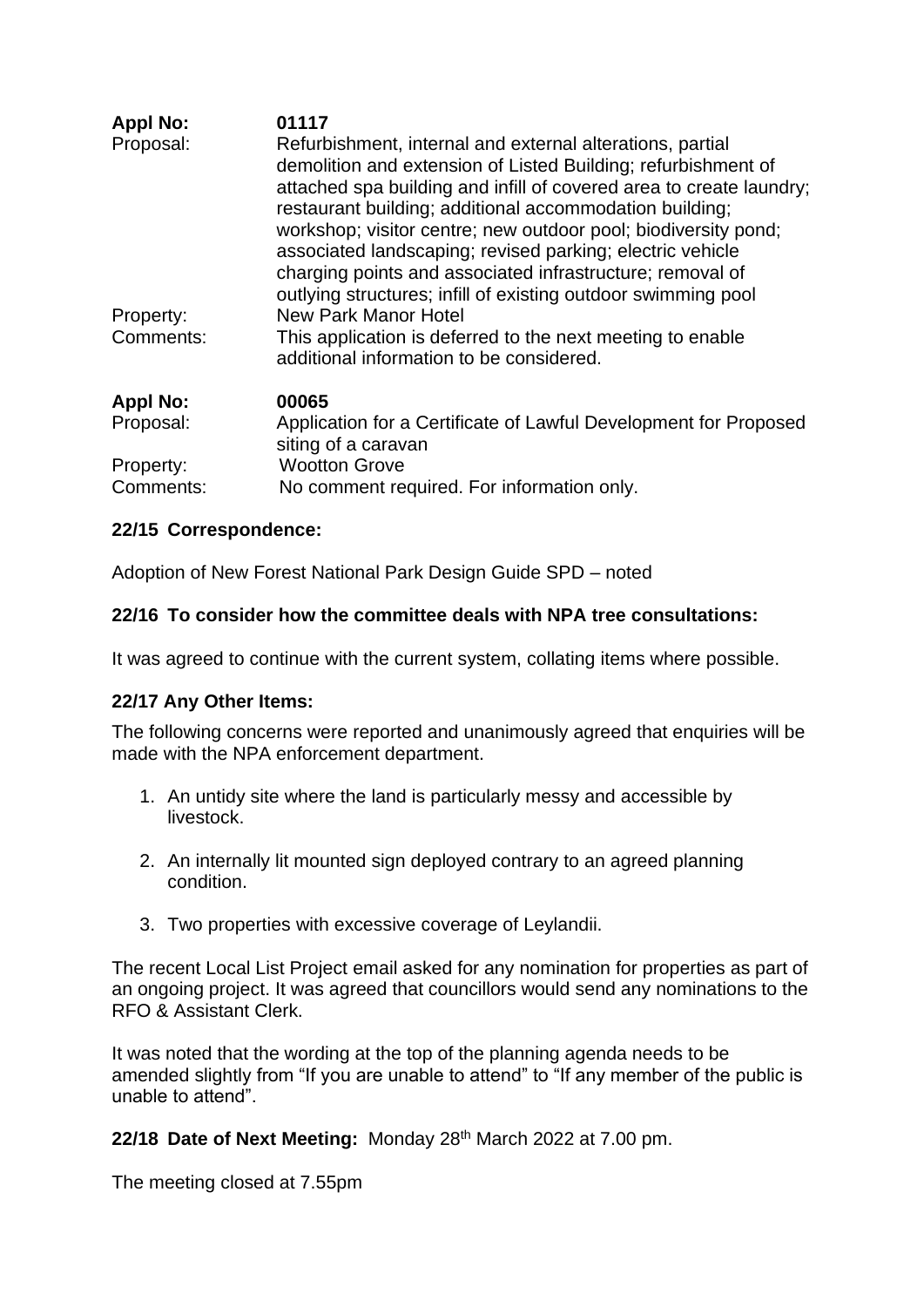**Appl No:** **01117**

Proposal: Refurbishment, internal and external alterations, partial demolition and extension of Listed Building; refurbishment of attached spa building and infill of covered area to create laundry; restaurant building; additional accommodation building; workshop; visitor centre; new outdoor pool; biodiversity pond; associated landscaping; revised parking; electric vehicle charging points and associated infrastructure; removal of outlying structures; infill of existing outdoor swimming pool

Property: New Park Manor Hotel

Comments: This application is deferred to the next meeting to enable additional information to be considered.

**Appl No:** **00065**

Proposal: Application for a Certificate of Lawful Development for Proposed siting of a caravan

Property: Wootton Grove

Comments: No comment required. For information only.

**22/15 Correspondence:**

Adoption of New Forest National Park Design Guide SPD – noted

**22/16 To consider how the committee deals with NPA tree consultations:**

It was agreed to continue with the current system, collating items where possible.

**22/17 Any Other Items:**

The following concerns were reported and unanimously agreed that enquiries will be made with the NPA enforcement department.

1. An untidy site where the land is particularly messy and accessible by livestock.
2. An internally lit mounted sign deployed contrary to an agreed planning condition.
3. Two properties with excessive coverage of Leylandii.

The recent Local List Project email asked for any nomination for properties as part of an ongoing project. It was agreed that councillors would send any nominations to the RFO & Assistant Clerk.

It was noted that the wording at the top of the planning agenda needs to be amended slightly from "If you are unable to attend" to "If any member of the public is unable to attend".

**22/18 Date of Next Meeting:** Monday 28th March 2022 at 7.00 pm.

The meeting closed at 7.55pm